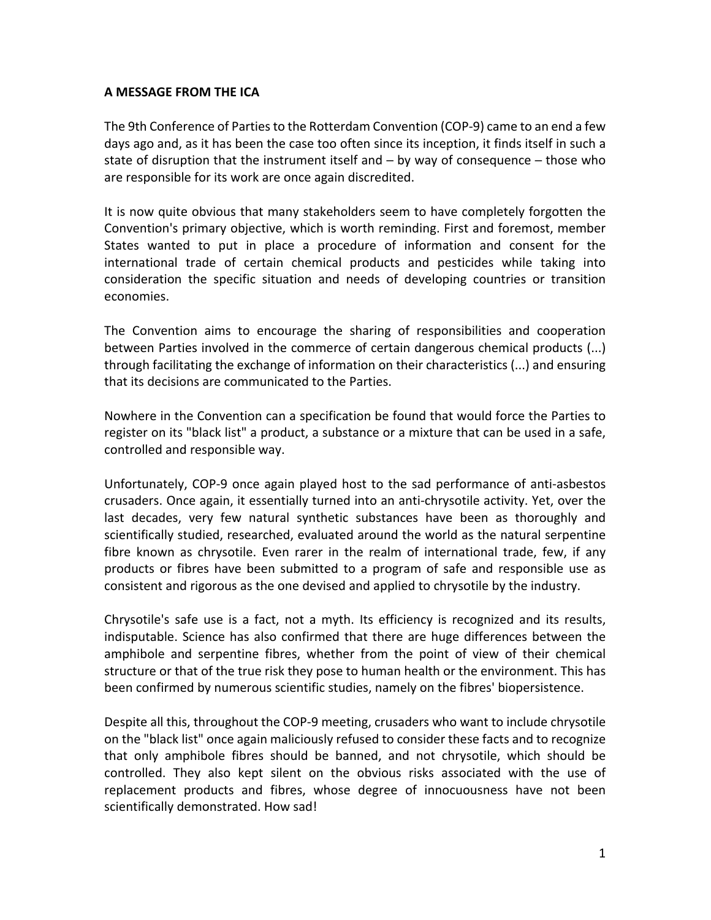**A MESSAGE FROM THE ICA**

The 9th Conference of Parties to the Rotterdam Convention (COP-9) came to an end a few days ago and, as it has been the case too often since its inception, it finds itself in such a state of disruption that the instrument itself and – by way of consequence – those who are responsible for its work are once again discredited.

It is now quite obvious that many stakeholders seem to have completely forgotten the Convention's primary objective, which is worth reminding. First and foremost, member States wanted to put in place a procedure of information and consent for the international trade of certain chemical products and pesticides while taking into consideration the specific situation and needs of developing countries or transition economies.

The Convention aims to encourage the sharing of responsibilities and cooperation between Parties involved in the commerce of certain dangerous chemical products (...) through facilitating the exchange of information on their characteristics (...) and ensuring that its decisions are communicated to the Parties.

Nowhere in the Convention can a specification be found that would force the Parties to register on its "black list" a product, a substance or a mixture that can be used in a safe, controlled and responsible way.

Unfortunately, COP-9 once again played host to the sad performance of anti-asbestos crusaders. Once again, it essentially turned into an anti-chrysotile activity. Yet, over the last decades, very few natural synthetic substances have been as thoroughly and scientifically studied, researched, evaluated around the world as the natural serpentine fibre known as chrysotile. Even rarer in the realm of international trade, few, if any products or fibres have been submitted to a program of safe and responsible use as consistent and rigorous as the one devised and applied to chrysotile by the industry.

Chrysotile's safe use is a fact, not a myth. Its efficiency is recognized and its results, indisputable. Science has also confirmed that there are huge differences between the amphibole and serpentine fibres, whether from the point of view of their chemical structure or that of the true risk they pose to human health or the environment. This has been confirmed by numerous scientific studies, namely on the fibres' biopersistence.

Despite all this, throughout the COP-9 meeting, crusaders who want to include chrysotile on the "black list" once again maliciously refused to consider these facts and to recognize that only amphibole fibres should be banned, and not chrysotile, which should be controlled. They also kept silent on the obvious risks associated with the use of replacement products and fibres, whose degree of innocuousness have not been scientifically demonstrated. How sad!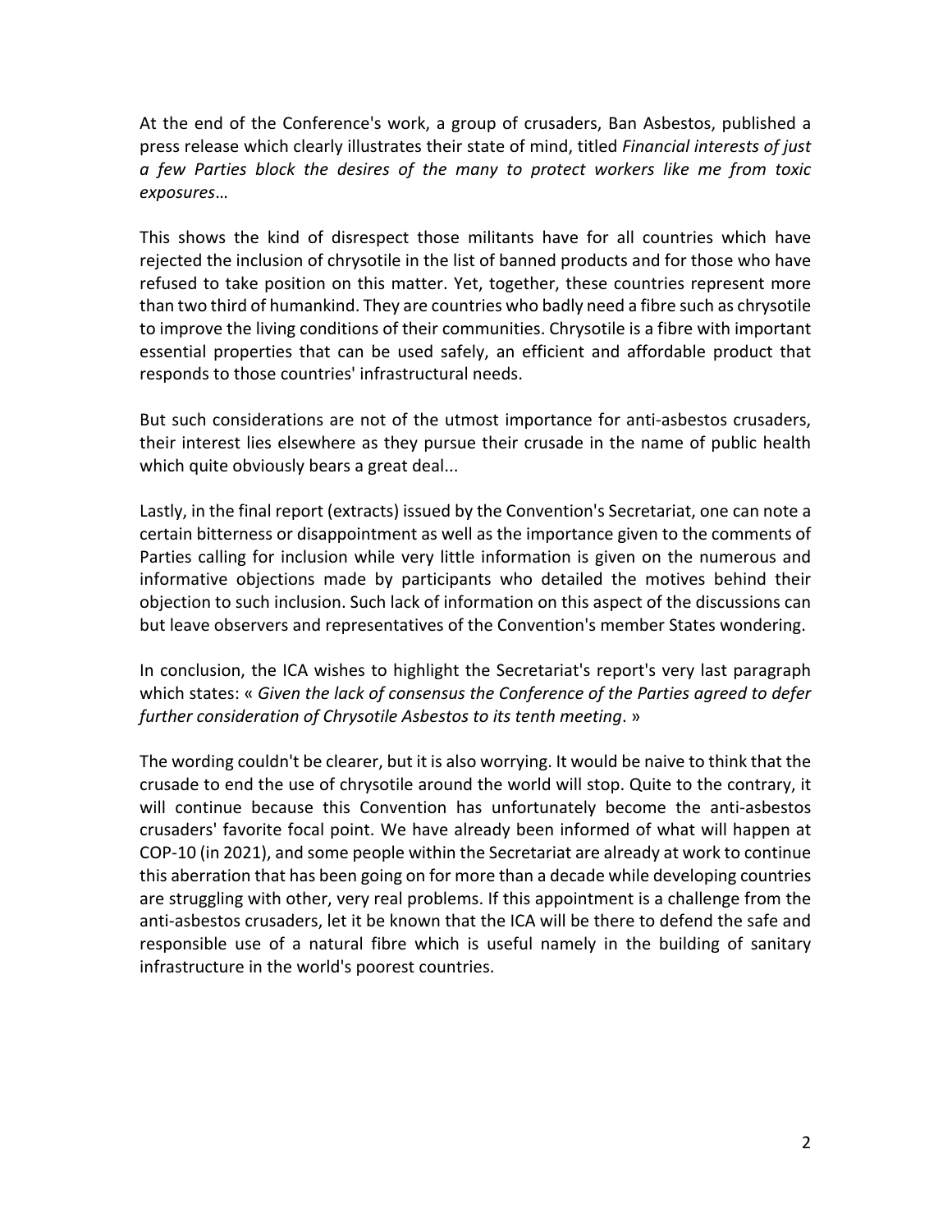At the end of the Conference's work, a group of crusaders, Ban Asbestos, published a press release which clearly illustrates their state of mind, titled *Financial interests of just a few Parties block the desires of the many to protect workers like me from toxic exposures*…

This shows the kind of disrespect those militants have for all countries which have rejected the inclusion of chrysotile in the list of banned products and for those who have refused to take position on this matter. Yet, together, these countries represent more than two third of humankind. They are countries who badly need a fibre such as chrysotile to improve the living conditions of their communities. Chrysotile is a fibre with important essential properties that can be used safely, an efficient and affordable product that responds to those countries' infrastructural needs.

But such considerations are not of the utmost importance for anti-asbestos crusaders, their interest lies elsewhere as they pursue their crusade in the name of public health which quite obviously bears a great deal...

Lastly, in the final report (extracts) issued by the Convention's Secretariat, one can note a certain bitterness or disappointment as well as the importance given to the comments of Parties calling for inclusion while very little information is given on the numerous and informative objections made by participants who detailed the motives behind their objection to such inclusion. Such lack of information on this aspect of the discussions can but leave observers and representatives of the Convention's member States wondering.

In conclusion, the ICA wishes to highlight the Secretariat's report's very last paragraph which states: « *Given the lack of consensus the Conference of the Parties agreed to defer further consideration of Chrysotile Asbestos to its tenth meeting*. »

The wording couldn't be clearer, but it is also worrying. It would be naive to think that the crusade to end the use of chrysotile around the world will stop. Quite to the contrary, it will continue because this Convention has unfortunately become the anti-asbestos crusaders' favorite focal point. We have already been informed of what will happen at COP-10 (in 2021), and some people within the Secretariat are already at work to continue this aberration that has been going on for more than a decade while developing countries are struggling with other, very real problems. If this appointment is a challenge from the anti-asbestos crusaders, let it be known that the ICA will be there to defend the safe and responsible use of a natural fibre which is useful namely in the building of sanitary infrastructure in the world's poorest countries.